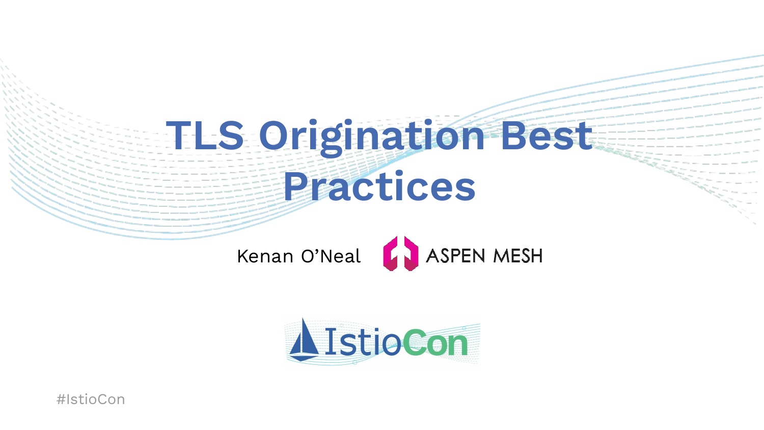# TLS Origination Best Practices

Kenan O'Neal

ASPEN MESH

IstioCon

#IstioCon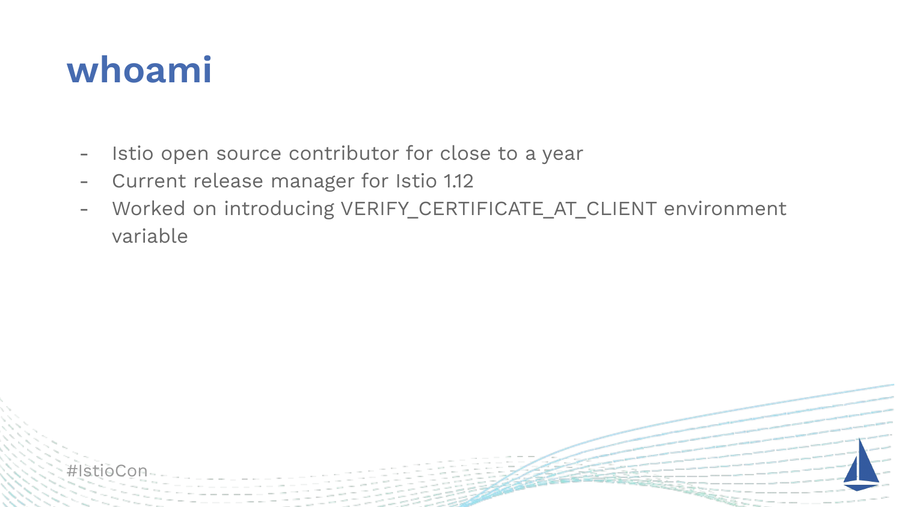# whoami

- Istio open source contributor for close to a year
- Current release manager for Istio 1.12
- Worked on introducing VERIFY_CERTIFICATE_AT_CLIENT environment variable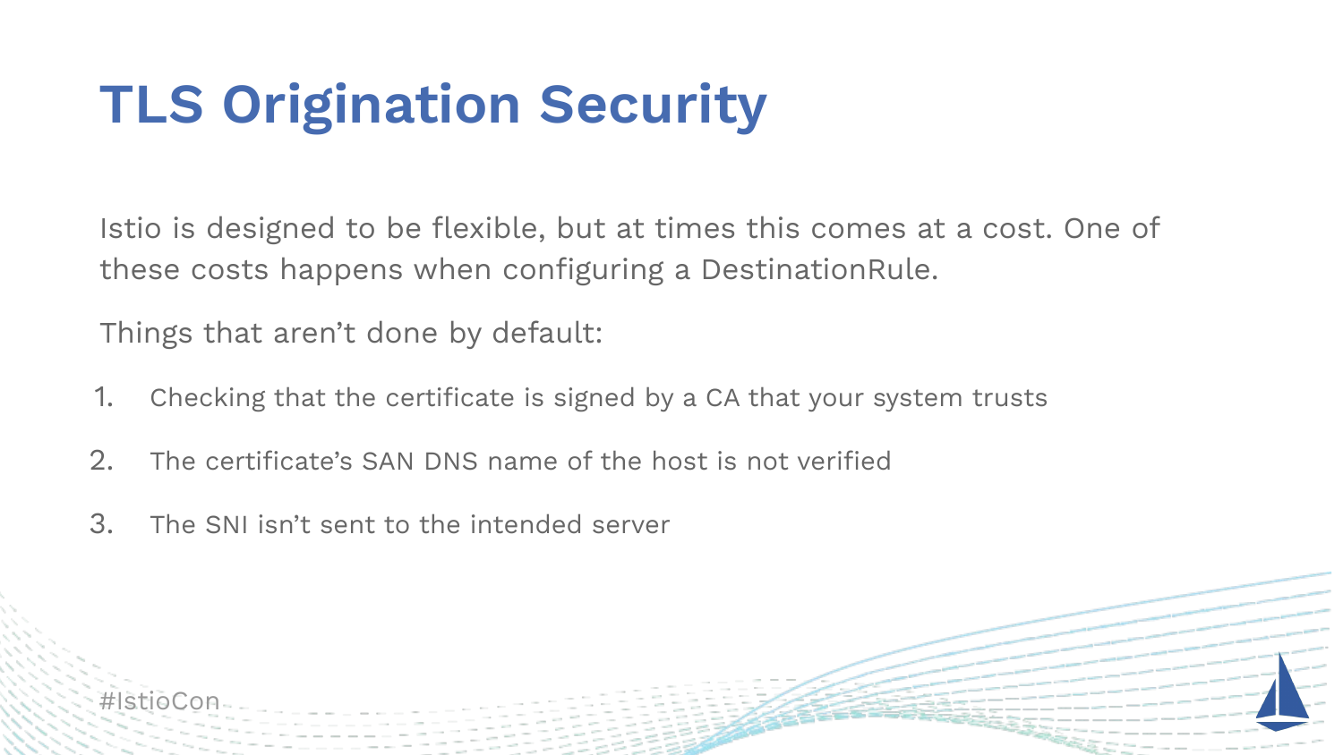# TLS Origination Security

Istio is designed to be flexible, but at times this comes at a cost. One of these costs happens when configuring a DestinationRule.

Things that aren't done by default:

1. Checking that the certificate is signed by a CA that your system trusts
2. The certificate's SAN DNS name of the host is not verified
3. The SNI isn't sent to the intended server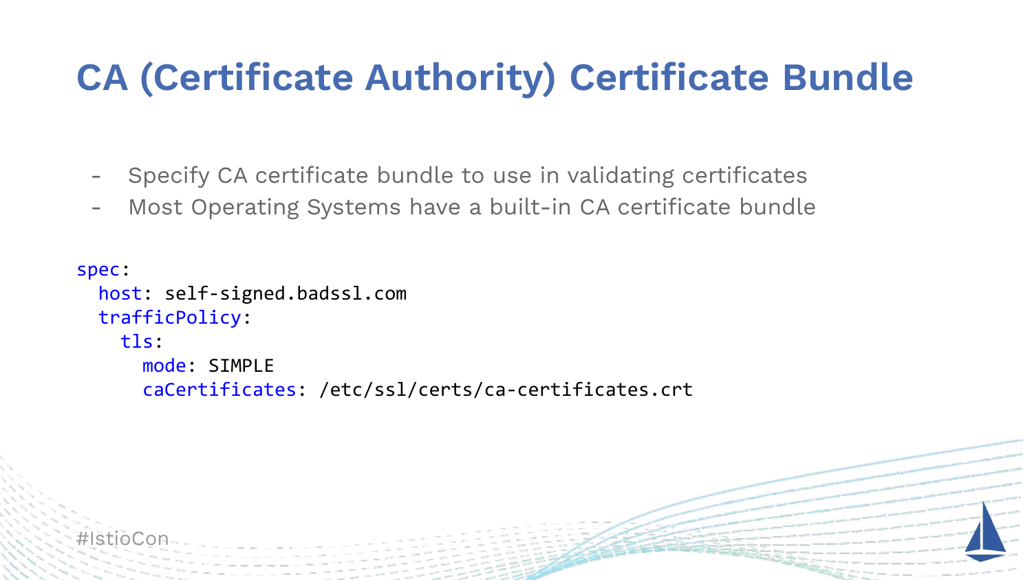# CA (Certificate Authority) Certificate Bundle

- Specify CA certificate bundle to use in validating certificates
- Most Operating Systems have a built-in CA certificate bundle

```
spec:
  host: self-signed.badssl.com
  trafficPolicy:
    tls:
      mode: SIMPLE
      caCertificates: /etc/ssl/certs/ca-certificates.crt
```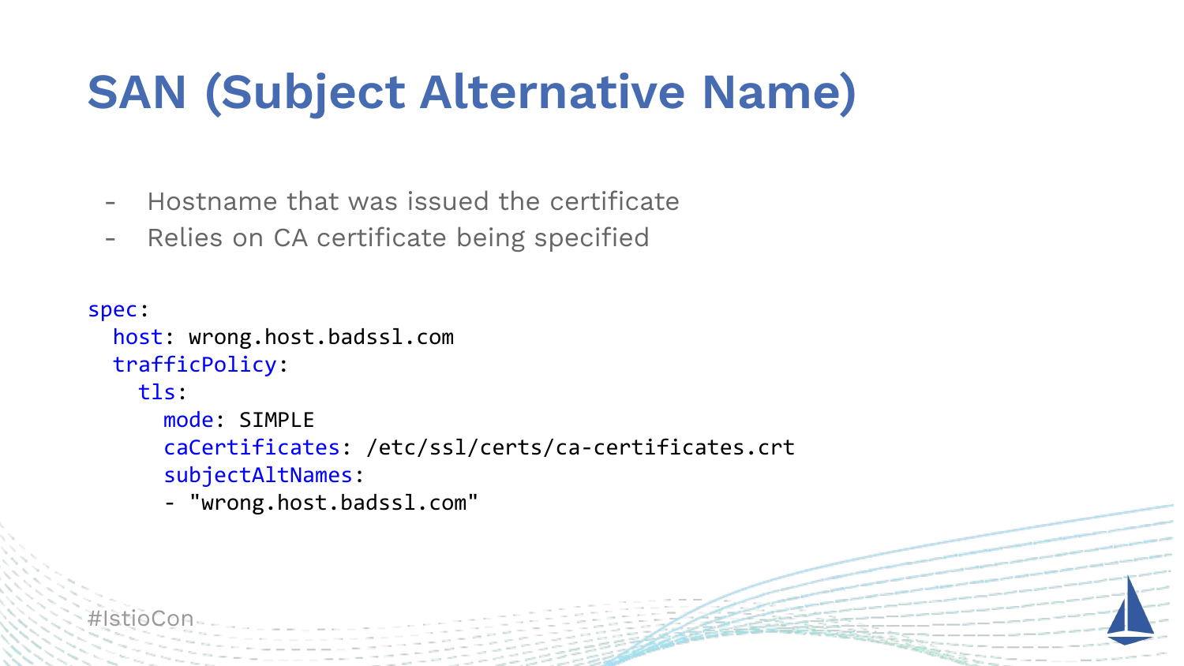# SAN (Subject Alternative Name)

- Hostname that was issued the certificate
- Relies on CA certificate being specified

```
spec:
  host: wrong.host.badssl.com
  trafficPolicy:
    tls:
      mode: SIMPLE
      caCertificates: /etc/ssl/certs/ca-certificates.crt
      subjectAltNames:
      - "wrong.host.badssl.com"
```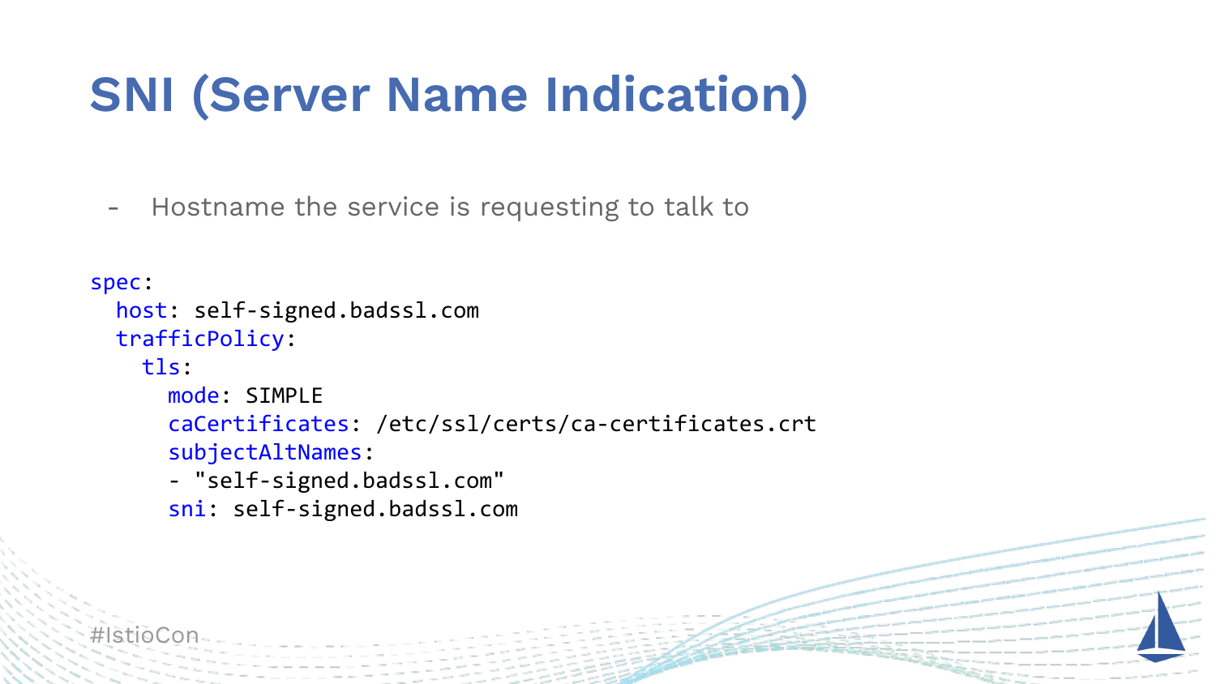# SNI (Server Name Indication)

- Hostname the service is requesting to talk to

```yaml
spec:
  host: self-signed.badssl.com
  trafficPolicy:
    tls:
      mode: SIMPLE
      caCertificates: /etc/ssl/certs/ca-certificates.crt
      subjectAltNames:
      - "self-signed.badssl.com"
      sni: self-signed.badssl.com
```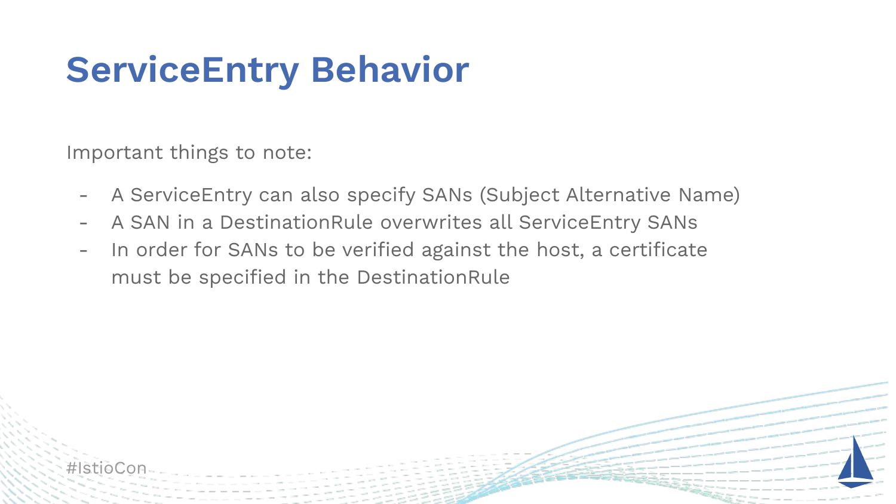# ServiceEntry Behavior

Important things to note:

- A ServiceEntry can also specify SANs (Subject Alternative Name)
- A SAN in a DestinationRule overwrites all ServiceEntry SANs
- In order for SANs to be verified against the host, a certificate must be specified in the DestinationRule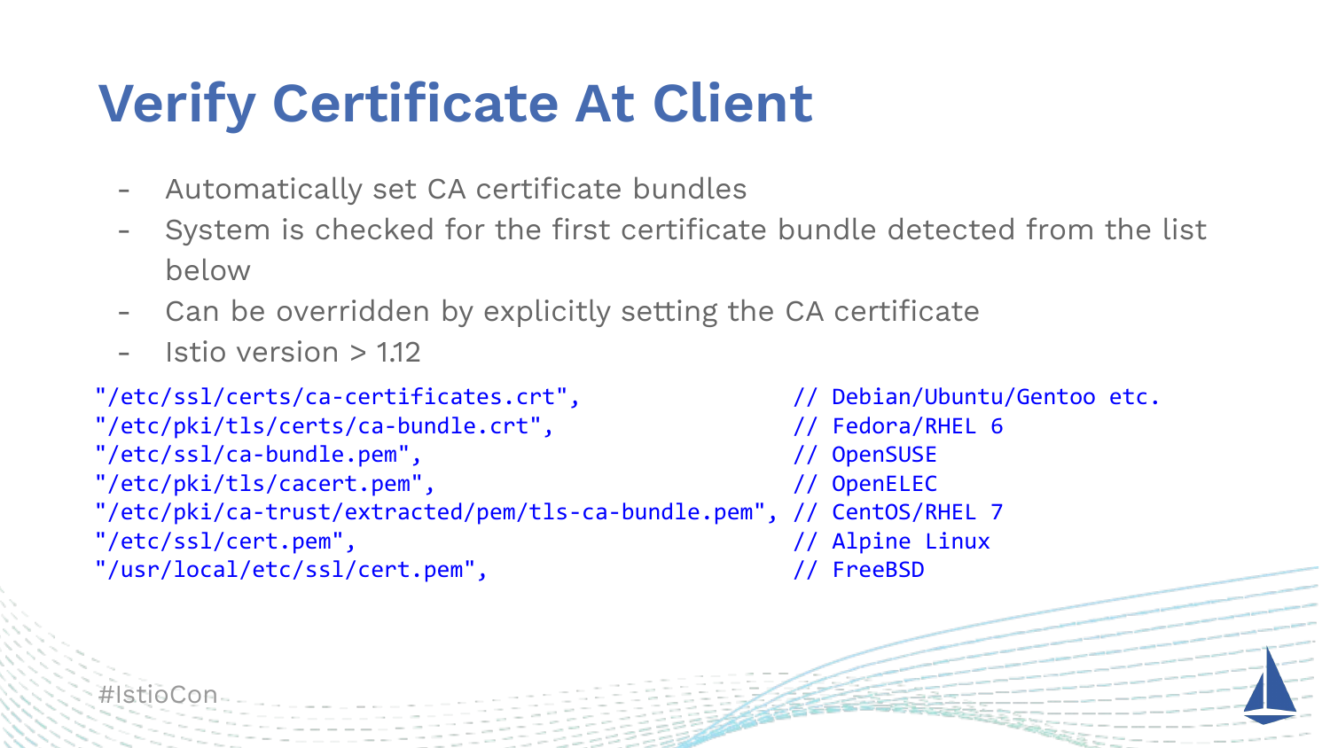# Verify Certificate At Client

- Automatically set CA certificate bundles
- System is checked for the first certificate bundle detected from the list below
- Can be overridden by explicitly setting the CA certificate
- Istio version > 1.12

```
"/etc/ssl/certs/ca-certificates.crt",                // Debian/Ubuntu/Gentoo etc.
"/etc/pki/tls/certs/ca-bundle.crt",                  // Fedora/RHEL 6
"/etc/ssl/ca-bundle.pem",                            // OpenSUSE
"/etc/pki/tls/cacert.pem",                           // OpenELEC
"/etc/pki/ca-trust/extracted/pem/tls-ca-bundle.pem", // CentOS/RHEL 7
"/etc/ssl/cert.pem",                                 // Alpine Linux
"/usr/local/etc/ssl/cert.pem",                       // FreeBSD
```

#IstioCon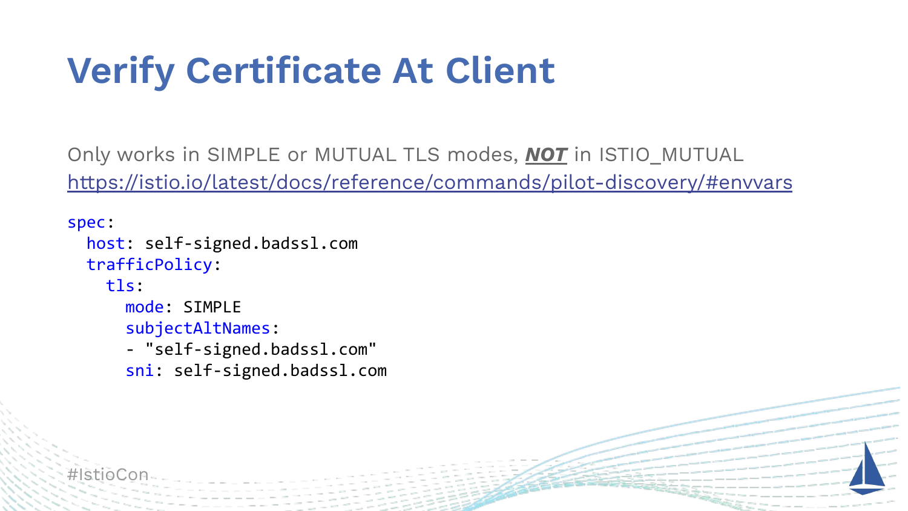# Verify Certificate At Client

Only works in SIMPLE or MUTUAL TLS modes, ***NOT*** in ISTIO_MUTUAL
https://istio.io/latest/docs/reference/commands/pilot-discovery/#envvars

```
spec:
  host: self-signed.badssl.com
  trafficPolicy:
    tls:
      mode: SIMPLE
      subjectAltNames:
      - "self-signed.badssl.com"
      sni: self-signed.badssl.com
```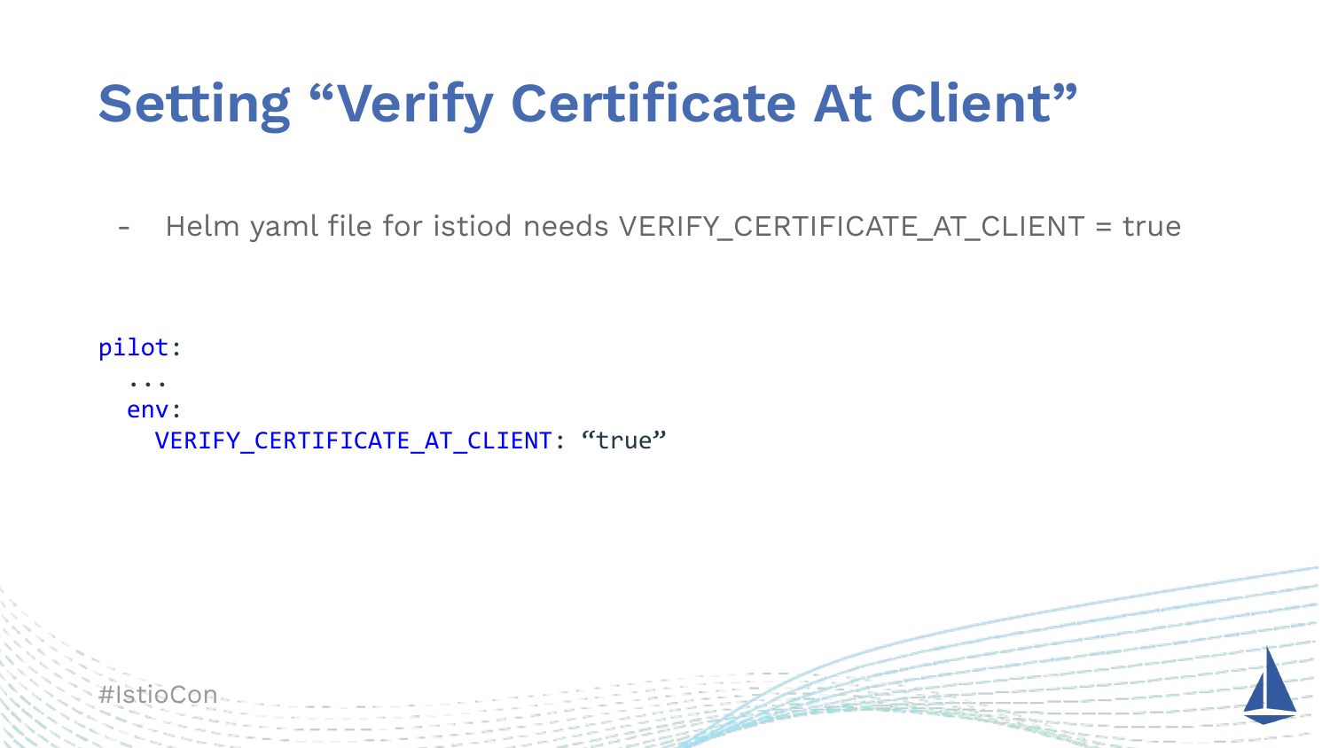# Setting “Verify Certificate At Client”

- Helm yaml file for istiod needs VERIFY_CERTIFICATE_AT_CLIENT = true

```
pilot:
  ...
  env:
    VERIFY_CERTIFICATE_AT_CLIENT: “true”
```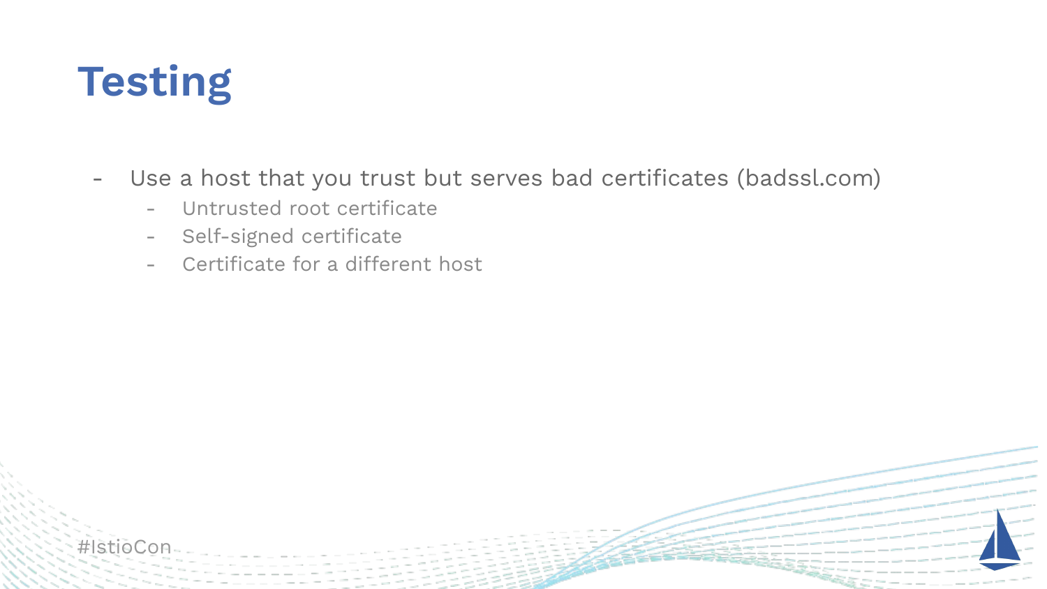# Testing

- Use a host that you trust but serves bad certificates (badssl.com)
  - Untrusted root certificate
  - Self-signed certificate
  - Certificate for a different host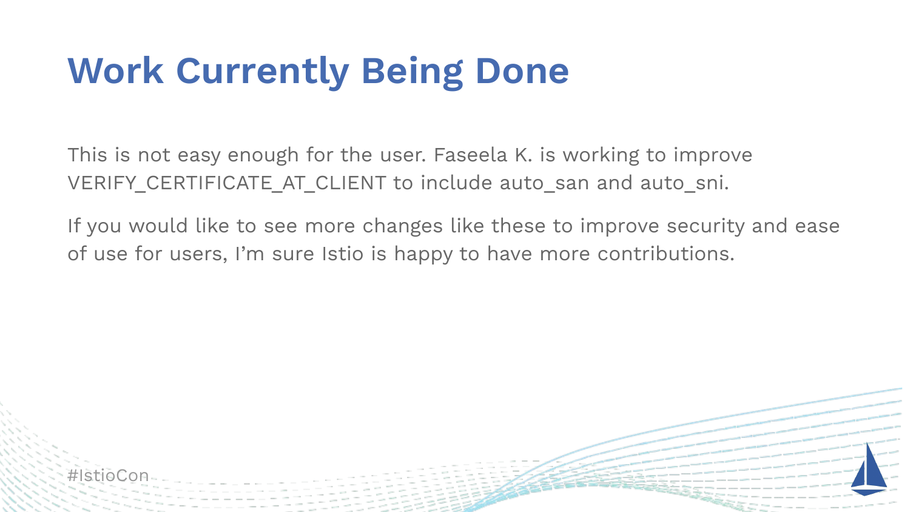# Work Currently Being Done

This is not easy enough for the user. Faseela K. is working to improve VERIFY_CERTIFICATE_AT_CLIENT to include auto_san and auto_sni.

If you would like to see more changes like these to improve security and ease of use for users, I'm sure Istio is happy to have more contributions.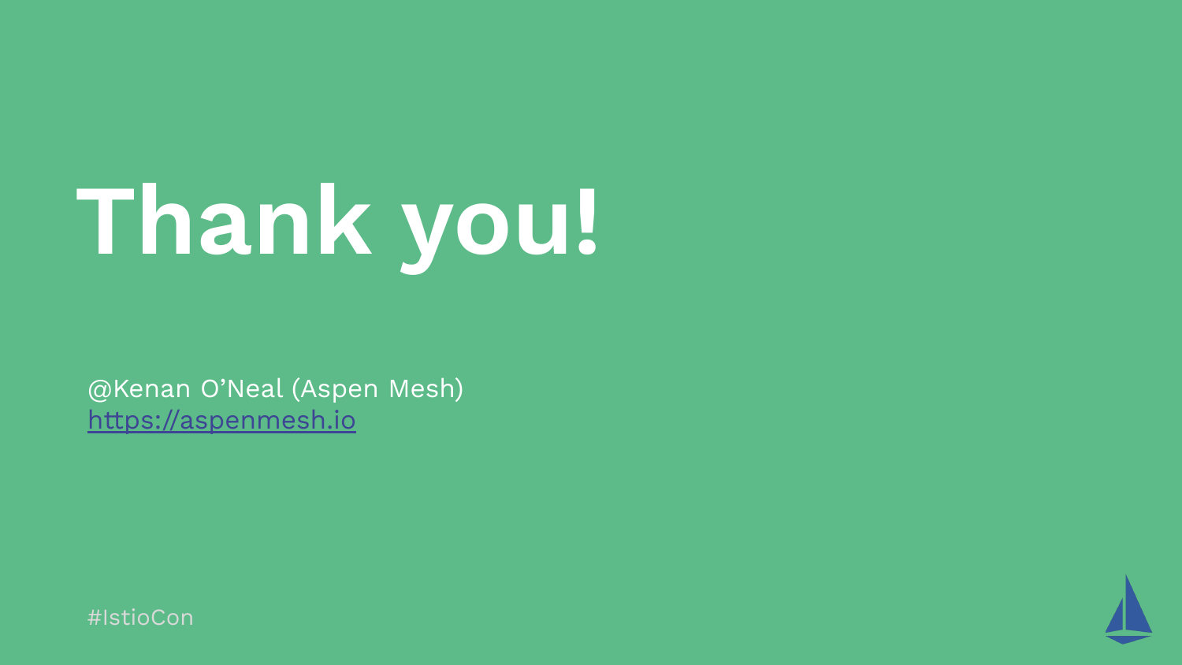# Thank you!

@Kenan O'Neal (Aspen Mesh)
[https://aspenmesh.io](https://aspenmesh.io)

#IstioCon